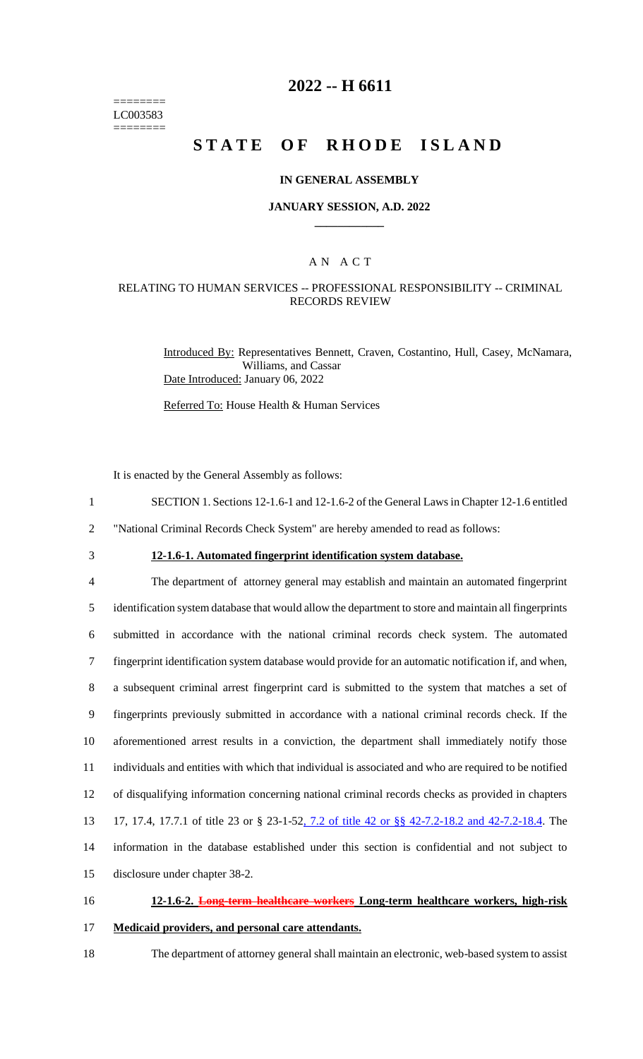========
LC003583
========

# 2022 -- H 6611

# STATE OF RHODE ISLAND

## IN GENERAL ASSEMBLY

### JANUARY SESSION, A.D. 2022

### A N A C T

### RELATING TO HUMAN SERVICES -- PROFESSIONAL RESPONSIBILITY -- CRIMINAL RECORDS REVIEW

Introduced By: Representatives Bennett, Craven, Costantino, Hull, Casey, McNamara, Williams, and Cassar

Date Introduced: January 06, 2022

Referred To: House Health & Human Services

It is enacted by the General Assembly as follows:

1 SECTION 1. Sections 12-1.6-1 and 12-1.6-2 of the General Laws in Chapter 12-1.6 entitled
2 "National Criminal Records Check System" are hereby amended to read as follows:

3 **12-1.6-1. Automated fingerprint identification system database.**

4 The department of attorney general may establish and maintain an automated fingerprint
5 identification system database that would allow the department to store and maintain all fingerprints
6 submitted in accordance with the national criminal records check system. The automated
7 fingerprint identification system database would provide for an automatic notification if, and when,
8 a subsequent criminal arrest fingerprint card is submitted to the system that matches a set of
9 fingerprints previously submitted in accordance with a national criminal records check. If the
10 aforementioned arrest results in a conviction, the department shall immediately notify those
11 individuals and entities with which that individual is associated and who are required to be notified
12 of disqualifying information concerning national criminal records checks as provided in chapters
13 17, 17.4, 17.7.1 of title 23 or § 23-1-52, 7.2 of title 42 or §§ 42-7.2-18.2 and 42-7.2-18.4. The
14 information in the database established under this section is confidential and not subject to
15 disclosure under chapter 38-2.

16 **12-1.6-2. ~~Long-term healthcare workers~~ Long-term healthcare workers, high-risk**
17 **Medicaid providers, and personal care attendants.**

18 The department of attorney general shall maintain an electronic, web-based system to assist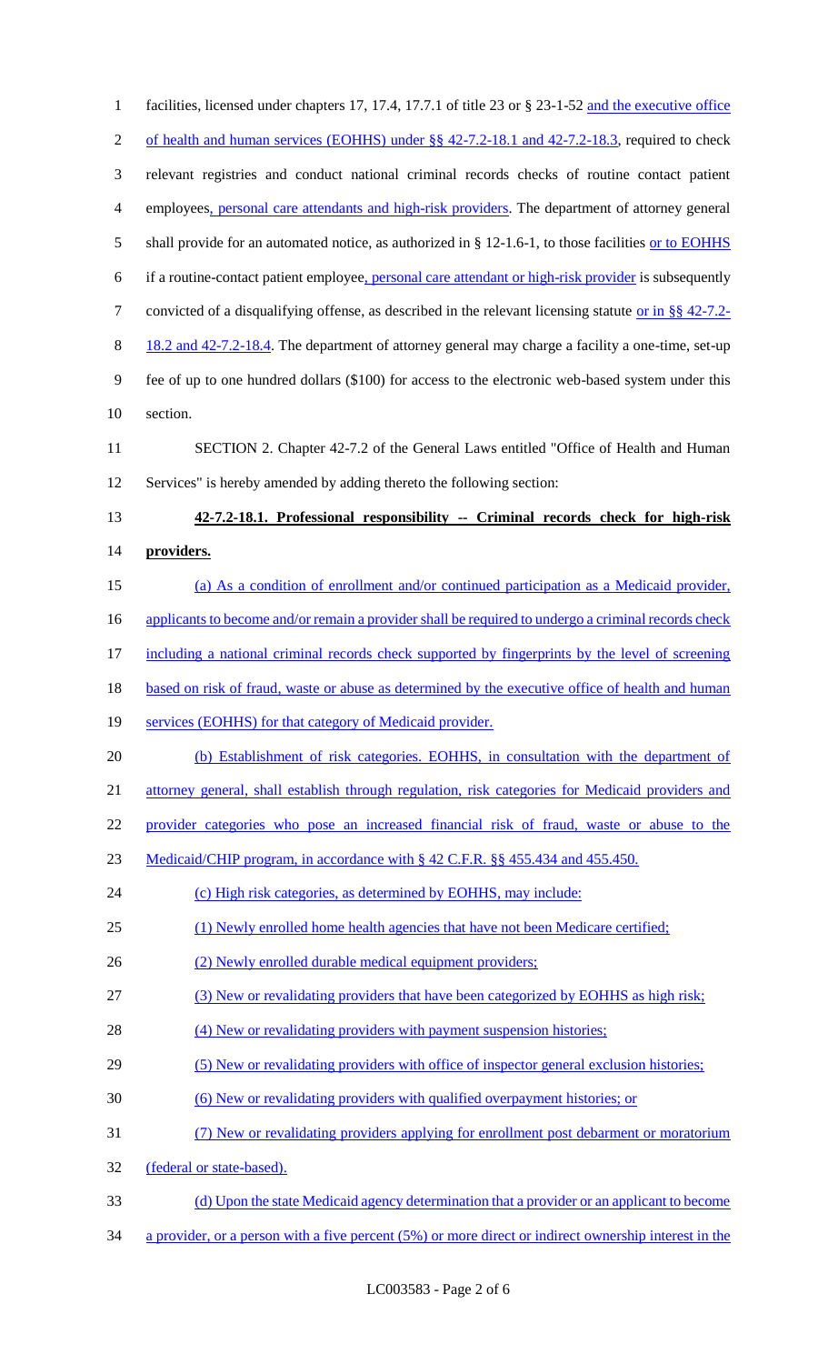facilities, licensed under chapters 17, 17.4, 17.7.1 of title 23 or § 23-1-52 and the executive office of health and human services (EOHHS) under §§ 42-7.2-18.1 and 42-7.2-18.3, required to check relevant registries and conduct national criminal records checks of routine contact patient employees, personal care attendants and high-risk providers. The department of attorney general shall provide for an automated notice, as authorized in § 12-1.6-1, to those facilities or to EOHHS if a routine-contact patient employee, personal care attendant or high-risk provider is subsequently convicted of a disqualifying offense, as described in the relevant licensing statute or in §§ 42-7.2-18.2 and 42-7.2-18.4. The department of attorney general may charge a facility a one-time, set-up fee of up to one hundred dollars ($100) for access to the electronic web-based system under this section.

SECTION 2. Chapter 42-7.2 of the General Laws entitled "Office of Health and Human Services" is hereby amended by adding thereto the following section:

**42-7.2-18.1. Professional responsibility -- Criminal records check for high-risk providers.**

(a) As a condition of enrollment and/or continued participation as a Medicaid provider, applicants to become and/or remain a provider shall be required to undergo a criminal records check including a national criminal records check supported by fingerprints by the level of screening based on risk of fraud, waste or abuse as determined by the executive office of health and human services (EOHHS) for that category of Medicaid provider.

(b) Establishment of risk categories. EOHHS, in consultation with the department of attorney general, shall establish through regulation, risk categories for Medicaid providers and provider categories who pose an increased financial risk of fraud, waste or abuse to the Medicaid/CHIP program, in accordance with § 42 C.F.R. §§ 455.434 and 455.450.

(c) High risk categories, as determined by EOHHS, may include:

(1) Newly enrolled home health agencies that have not been Medicare certified;

(2) Newly enrolled durable medical equipment providers;

(3) New or revalidating providers that have been categorized by EOHHS as high risk;

(4) New or revalidating providers with payment suspension histories;

(5) New or revalidating providers with office of inspector general exclusion histories;

(6) New or revalidating providers with qualified overpayment histories; or

(7) New or revalidating providers applying for enrollment post debarment or moratorium (federal or state-based).

(d) Upon the state Medicaid agency determination that a provider or an applicant to become a provider, or a person with a five percent (5%) or more direct or indirect ownership interest in the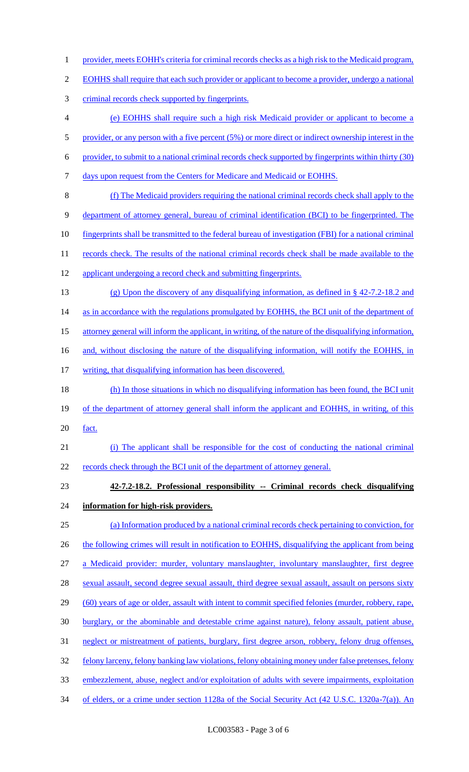provider, meets EOHH's criteria for criminal records checks as a high risk to the Medicaid program, EOHHS shall require that each such provider or applicant to become a provider, undergo a national criminal records check supported by fingerprints.

(e) EOHHS shall require such a high risk Medicaid provider or applicant to become a provider, or any person with a five percent (5%) or more direct or indirect ownership interest in the provider, to submit to a national criminal records check supported by fingerprints within thirty (30) days upon request from the Centers for Medicare and Medicaid or EOHHS.

(f) The Medicaid providers requiring the national criminal records check shall apply to the department of attorney general, bureau of criminal identification (BCI) to be fingerprinted. The fingerprints shall be transmitted to the federal bureau of investigation (FBI) for a national criminal records check. The results of the national criminal records check shall be made available to the applicant undergoing a record check and submitting fingerprints.

(g) Upon the discovery of any disqualifying information, as defined in § 42-7.2-18.2 and as in accordance with the regulations promulgated by EOHHS, the BCI unit of the department of attorney general will inform the applicant, in writing, of the nature of the disqualifying information, and, without disclosing the nature of the disqualifying information, will notify the EOHHS, in writing, that disqualifying information has been discovered.

(h) In those situations in which no disqualifying information has been found, the BCI unit of the department of attorney general shall inform the applicant and EOHHS, in writing, of this fact.

(i) The applicant shall be responsible for the cost of conducting the national criminal records check through the BCI unit of the department of attorney general.

**42-7.2-18.2. Professional responsibility -- Criminal records check disqualifying information for high-risk providers.**

(a) Information produced by a national criminal records check pertaining to conviction, for the following crimes will result in notification to EOHHS, disqualifying the applicant from being a Medicaid provider: murder, voluntary manslaughter, involuntary manslaughter, first degree sexual assault, second degree sexual assault, third degree sexual assault, assault on persons sixty (60) years of age or older, assault with intent to commit specified felonies (murder, robbery, rape, burglary, or the abominable and detestable crime against nature), felony assault, patient abuse, neglect or mistreatment of patients, burglary, first degree arson, robbery, felony drug offenses, felony larceny, felony banking law violations, felony obtaining money under false pretenses, felony embezzlement, abuse, neglect and/or exploitation of adults with severe impairments, exploitation of elders, or a crime under section 1128a of the Social Security Act (42 U.S.C. 1320a-7(a)). An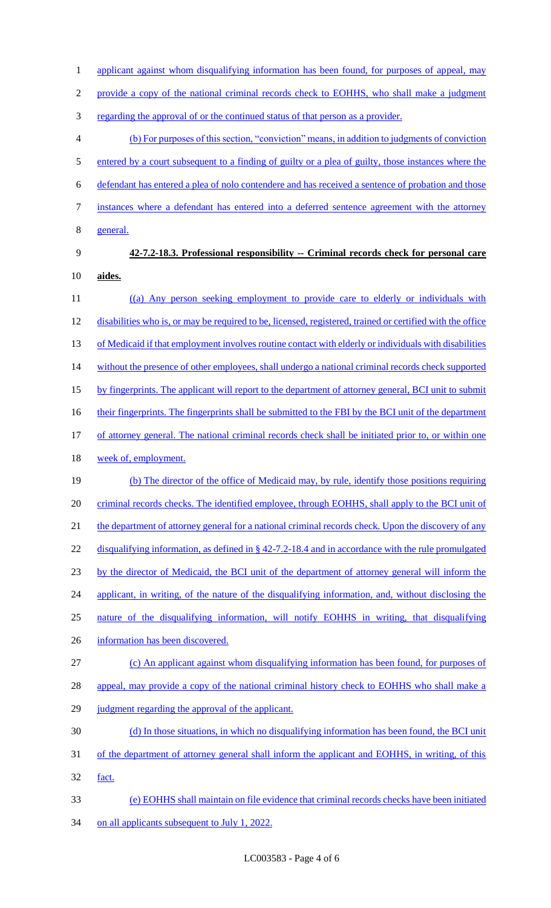applicant against whom disqualifying information has been found, for purposes of appeal, may provide a copy of the national criminal records check to EOHHS, who shall make a judgment regarding the approval of or the continued status of that person as a provider.

(b) For purposes of this section, "conviction" means, in addition to judgments of conviction entered by a court subsequent to a finding of guilty or a plea of guilty, those instances where the defendant has entered a plea of nolo contendere and has received a sentence of probation and those instances where a defendant has entered into a deferred sentence agreement with the attorney general.

**42-7.2-18.3. Professional responsibility -- Criminal records check for personal care aides.**

((a) Any person seeking employment to provide care to elderly or individuals with disabilities who is, or may be required to be, licensed, registered, trained or certified with the office of Medicaid if that employment involves routine contact with elderly or individuals with disabilities without the presence of other employees, shall undergo a national criminal records check supported by fingerprints. The applicant will report to the department of attorney general, BCI unit to submit their fingerprints. The fingerprints shall be submitted to the FBI by the BCI unit of the department of attorney general. The national criminal records check shall be initiated prior to, or within one week of, employment.

(b) The director of the office of Medicaid may, by rule, identify those positions requiring criminal records checks. The identified employee, through EOHHS, shall apply to the BCI unit of the department of attorney general for a national criminal records check. Upon the discovery of any disqualifying information, as defined in § 42-7.2-18.4 and in accordance with the rule promulgated by the director of Medicaid, the BCI unit of the department of attorney general will inform the applicant, in writing, of the nature of the disqualifying information, and, without disclosing the nature of the disqualifying information, will notify EOHHS in writing, that disqualifying information has been discovered.

(c) An applicant against whom disqualifying information has been found, for purposes of appeal, may provide a copy of the national criminal history check to EOHHS who shall make a judgment regarding the approval of the applicant.

(d) In those situations, in which no disqualifying information has been found, the BCI unit of the department of attorney general shall inform the applicant and EOHHS, in writing, of this fact.

(e) EOHHS shall maintain on file evidence that criminal records checks have been initiated on all applicants subsequent to July 1, 2022.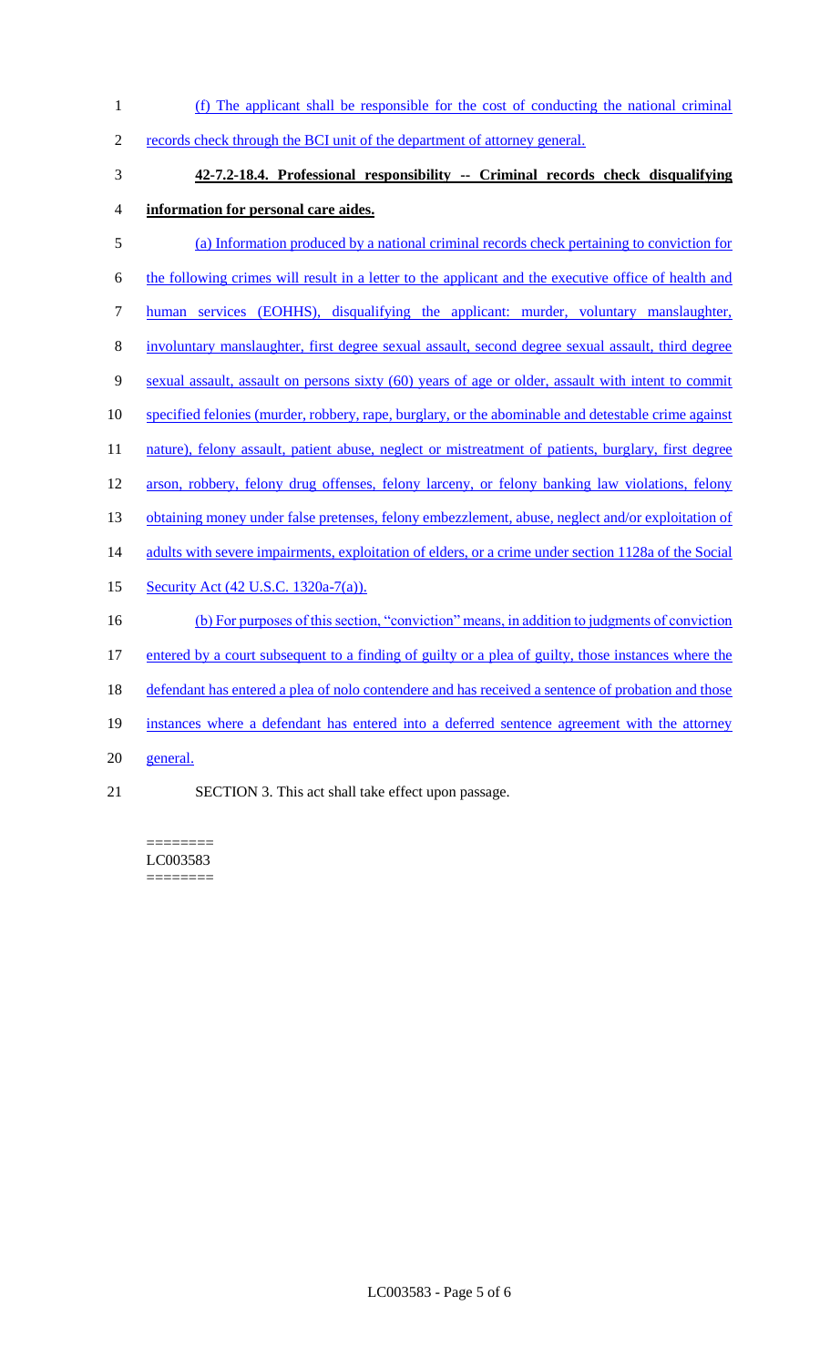(f) The applicant shall be responsible for the cost of conducting the national criminal records check through the BCI unit of the department of attorney general.

**42-7.2-18.4. Professional responsibility -- Criminal records check disqualifying information for personal care aides.**

(a) Information produced by a national criminal records check pertaining to conviction for the following crimes will result in a letter to the applicant and the executive office of health and human services (EOHHS), disqualifying the applicant: murder, voluntary manslaughter, involuntary manslaughter, first degree sexual assault, second degree sexual assault, third degree sexual assault, assault on persons sixty (60) years of age or older, assault with intent to commit specified felonies (murder, robbery, rape, burglary, or the abominable and detestable crime against nature), felony assault, patient abuse, neglect or mistreatment of patients, burglary, first degree arson, robbery, felony drug offenses, felony larceny, or felony banking law violations, felony obtaining money under false pretenses, felony embezzlement, abuse, neglect and/or exploitation of adults with severe impairments, exploitation of elders, or a crime under section 1128a of the Social Security Act (42 U.S.C. 1320a-7(a)).

(b) For purposes of this section, "conviction" means, in addition to judgments of conviction entered by a court subsequent to a finding of guilty or a plea of guilty, those instances where the defendant has entered a plea of nolo contendere and has received a sentence of probation and those instances where a defendant has entered into a deferred sentence agreement with the attorney general.

SECTION 3. This act shall take effect upon passage.

========
LC003583
========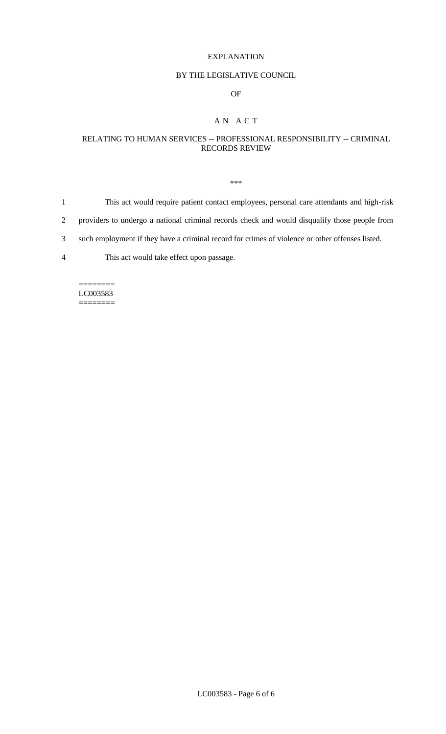EXPLANATION

BY THE LEGISLATIVE COUNCIL

OF

A N A C T

RELATING TO HUMAN SERVICES -- PROFESSIONAL RESPONSIBILITY -- CRIMINAL RECORDS REVIEW

\*\*\*

1 This act would require patient contact employees, personal care attendants and high-risk
2 providers to undergo a national criminal records check and would disqualify those people from
3 such employment if they have a criminal record for crimes of violence or other offenses listed.
4 This act would take effect upon passage.

========
LC003583
========